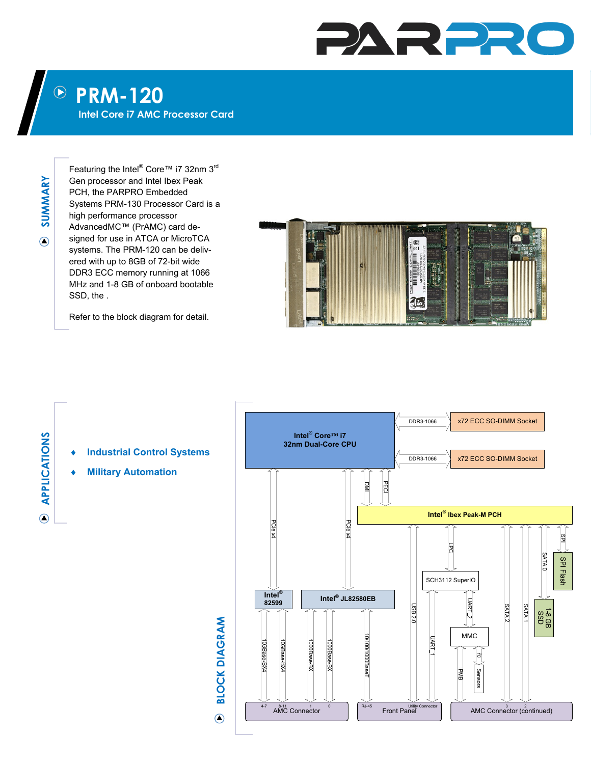# PRM-120

## Intel Core i7 AMC Processor Card

## SUMMARY

Featuring the Intel® Core™ i7 32nm 3rd Gen processor and Intel Ibex Peak PCH, the PARPRO Embedded Systems PRM-130 Processor Card is a high performance processor AdvancedMC™ (PrAMC) card designed for use in ATCA or MicroTCA systems. The PRM-120 can be delivered with up to 8GB of 72-bit wide DDR3 ECC memory running at 1066 MHz and 1-8 GB of onboard bootable SSD, the .

Refer to the block diagram for detail.

## APPLICATIONS

- Industrial Control Systems
- Military Automation

## BLOCK DIAGRAM

- Intel® Core™ i7 32nm Dual-Core CPU
  - DDR3-1066 → x72 ECC SO-DIMM Socket
  - DDR3-1066 → x72 ECC SO-DIMM Socket
  - PCIe x4 → Intel® 82599
  - PCIe x4 → Intel® JL82580EB
  - DMI, PECI → Intel® Ibex Peak-M PCH
- Intel® 82599
  - 10GBase-BX4 → AMC Connector (4-7)
  - 10GBase-BX4 → AMC Connector (8-11)
- Intel® JL82580EB
  - 1000Base-BX → AMC Connector (1)
  - 1000Base-BX → AMC Connector (0)
  - 10/100/1000BaseT → Front Panel (RJ-45)
- Intel® Ibex Peak-M PCH
  - USB 2.0 → Front Panel (Utility Connector)
  - LPC → SCH3112 SuperIO
  - SATA 2 → AMC Connector (continued) (3)
  - SATA 1 → AMC Connector (continued) (2)
  - SATA 0 → 1-8 GB SSD
  - SPI → SPI Flash
- SCH3112 SuperIO
  - UART_1 → Front Panel (Utility Connector)
  - UART_2 → MMC
- MMC
  - IPMB → AMC Connector (continued)
  - I²C → Sensors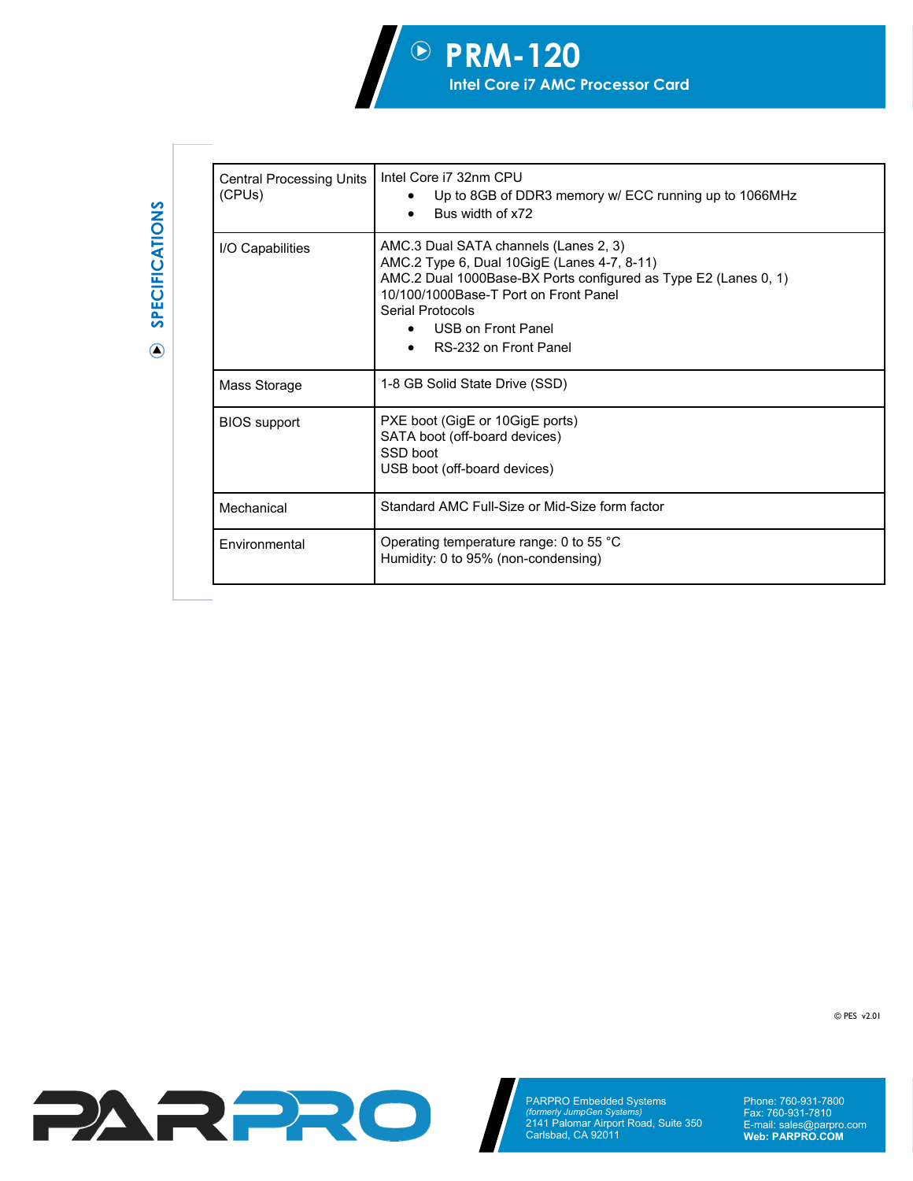# PRM-120

## Intel Core i7 AMC Processor Card

## SPECIFICATIONS

| | |
|---|---|
| Central Processing Units (CPUs) | Intel Core i7 32nm CPU<br>• Up to 8GB of DDR3 memory w/ ECC running up to 1066MHz<br>• Bus width of x72 |
| I/O Capabilities | AMC.3 Dual SATA channels (Lanes 2, 3)<br>AMC.2 Type 6, Dual 10GigE (Lanes 4-7, 8-11)<br>AMC.2 Dual 1000Base-BX Ports configured as Type E2 (Lanes 0, 1)<br>10/100/1000Base-T Port on Front Panel<br>Serial Protocols<br>• USB on Front Panel<br>• RS-232 on Front Panel |
| Mass Storage | 1-8 GB Solid State Drive (SSD) |
| BIOS support | PXE boot (GigE or 10GigE ports)<br>SATA boot (off-board devices)<br>SSD boot<br>USB boot (off-board devices) |
| Mechanical | Standard AMC Full-Size or Mid-Size form factor |
| Environmental | Operating temperature range: 0 to 55 °C<br>Humidity: 0 to 95% (non-condensing) |

© PES v2.01

PARPRO

PARPRO Embedded Systems
*(formerly JumpGen Systems)*
2141 Palomar Airport Road, Suite 350
Carlsbad, CA 92011

Phone: 760-931-7800
Fax: 760-931-7810
E-mail: sales@parpro.com
**Web: PARPRO.COM**